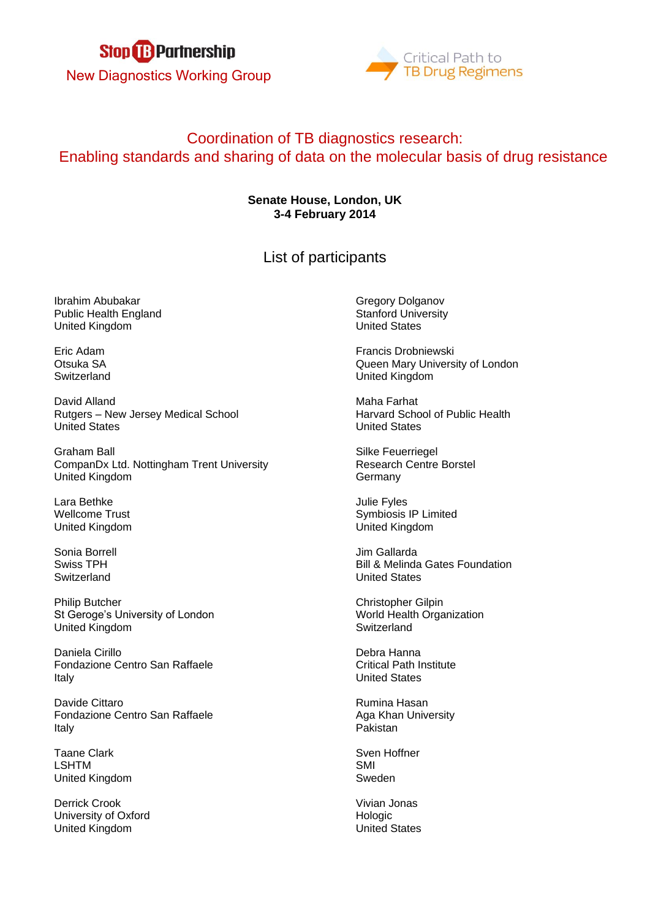Stop TB Partnership
New Diagnostics Working Group

Critical Path to TB Drug Regimens

# Coordination of TB diagnostics research: Enabling standards and sharing of data on the molecular basis of drug resistance

**Senate House, London, UK**
**3-4 February 2014**

## List of participants

Ibrahim Abubakar
Public Health England
United Kingdom

Eric Adam
Otsuka SA
Switzerland

David Alland
Rutgers – New Jersey Medical School
United States

Graham Ball
CompanDx Ltd. Nottingham Trent University
United Kingdom

Lara Bethke
Wellcome Trust
United Kingdom

Sonia Borrell
Swiss TPH
Switzerland

Philip Butcher
St Geroge's University of London
United Kingdom

Daniela Cirillo
Fondazione Centro San Raffaele
Italy

Davide Cittaro
Fondazione Centro San Raffaele
Italy

Taane Clark
LSHTM
United Kingdom

Derrick Crook
University of Oxford
United Kingdom

Gregory Dolganov
Stanford University
United States

Francis Drobniewski
Queen Mary University of London
United Kingdom

Maha Farhat
Harvard School of Public Health
United States

Silke Feuerriegel
Research Centre Borstel
Germany

Julie Fyles
Symbiosis IP Limited
United Kingdom

Jim Gallarda
Bill & Melinda Gates Foundation
United States

Christopher Gilpin
World Health Organization
Switzerland

Debra Hanna
Critical Path Institute
United States

Rumina Hasan
Aga Khan University
Pakistan

Sven Hoffner
SMI
Sweden

Vivian Jonas
Hologic
United States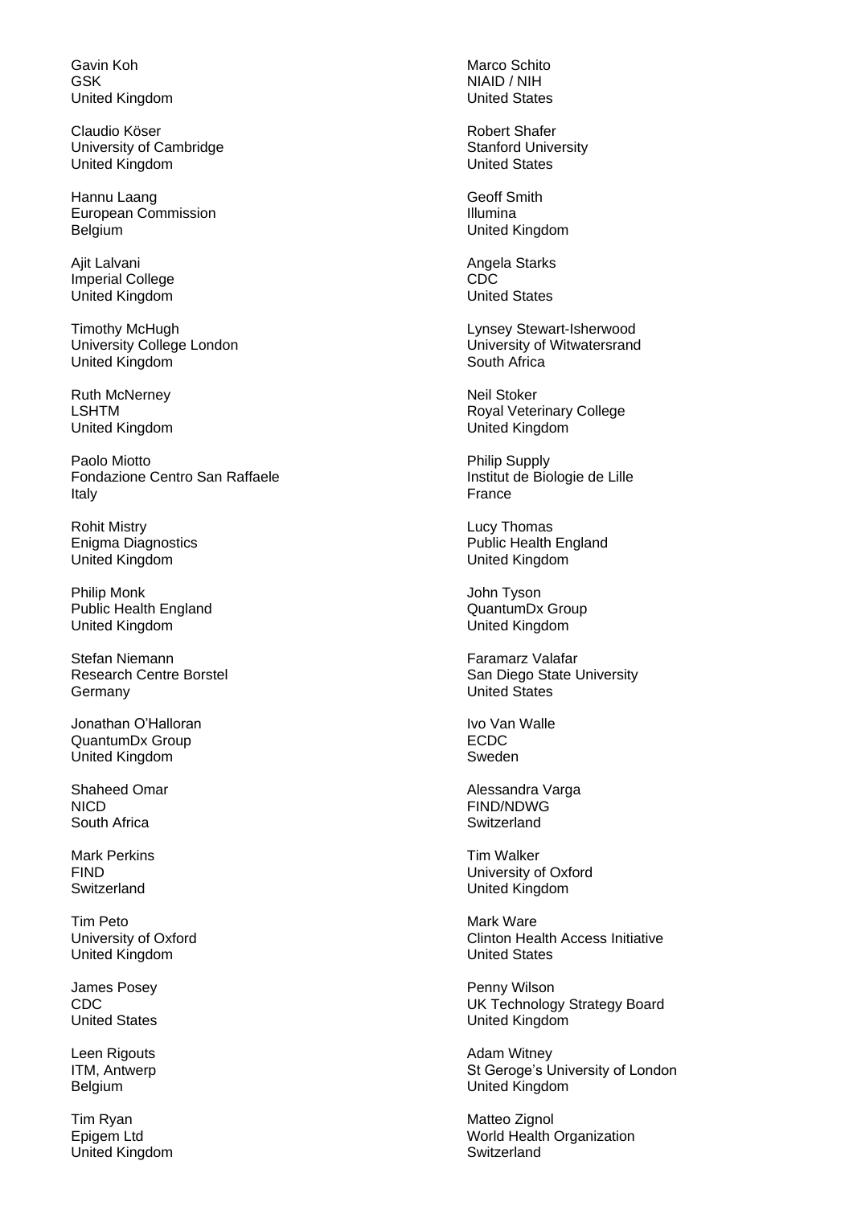Gavin Koh
GSK
United Kingdom

Claudio Köser
University of Cambridge
United Kingdom

Hannu Laang
European Commission
Belgium

Ajit Lalvani
Imperial College
United Kingdom

Timothy McHugh
University College London
United Kingdom

Ruth McNerney
LSHTM
United Kingdom

Paolo Miotto
Fondazione Centro San Raffaele
Italy

Rohit Mistry
Enigma Diagnostics
United Kingdom

Philip Monk
Public Health England
United Kingdom

Stefan Niemann
Research Centre Borstel
Germany

Jonathan O'Halloran
QuantumDx Group
United Kingdom

Shaheed Omar
NICD
South Africa

Mark Perkins
FIND
Switzerland

Tim Peto
University of Oxford
United Kingdom

James Posey
CDC
United States

Leen Rigouts
ITM, Antwerp
Belgium

Tim Ryan
Epigem Ltd
United Kingdom

Marco Schito
NIAID / NIH
United States

Robert Shafer
Stanford University
United States

Geoff Smith
Illumina
United Kingdom

Angela Starks
CDC
United States

Lynsey Stewart-Isherwood
University of Witwatersrand
South Africa

Neil Stoker
Royal Veterinary College
United Kingdom

Philip Supply
Institut de Biologie de Lille
France

Lucy Thomas
Public Health England
United Kingdom

John Tyson
QuantumDx Group
United Kingdom

Faramarz Valafar
San Diego State University
United States

Ivo Van Walle
ECDC
Sweden

Alessandra Varga
FIND/NDWG
Switzerland

Tim Walker
University of Oxford
United Kingdom

Mark Ware
Clinton Health Access Initiative
United States

Penny Wilson
UK Technology Strategy Board
United Kingdom

Adam Witney
St Geroge's University of London
United Kingdom

Matteo Zignol
World Health Organization
Switzerland